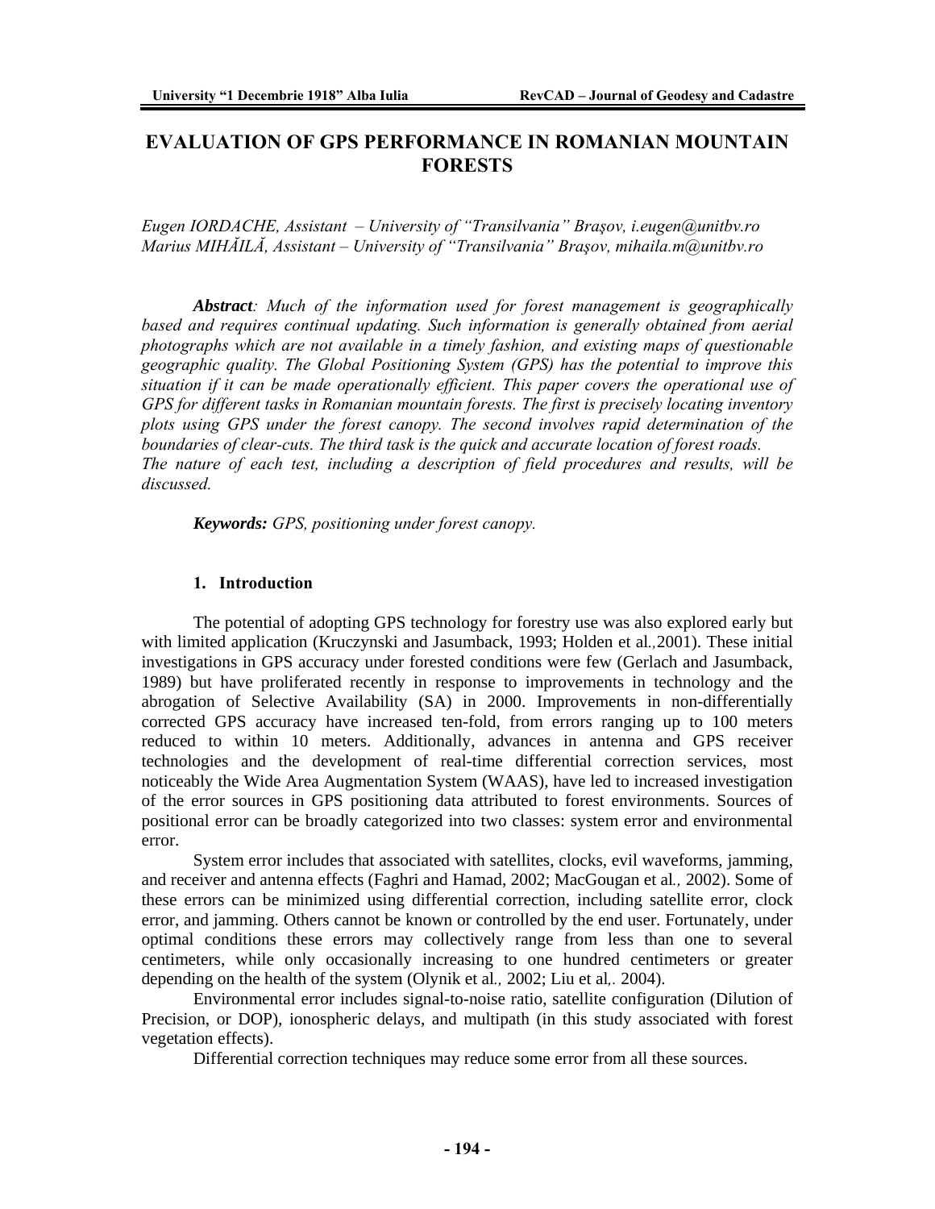# EVALUATION OF GPS PERFORMANCE IN ROMANIAN MOUNTAIN FORESTS

*Eugen IORDACHE, Assistant – University of "Transilvania" Braşov, i.eugen@unitbv.ro*
*Marius MIHĂILĂ, Assistant – University of "Transilvania" Braşov, mihaila.m@unitbv.ro*

***Abstract**: Much of the information used for forest management is geographically based and requires continual updating. Such information is generally obtained from aerial photographs which are not available in a timely fashion, and existing maps of questionable geographic quality. The Global Positioning System (GPS) has the potential to improve this situation if it can be made operationally efficient. This paper covers the operational use of GPS for different tasks in Romanian mountain forests. The first is precisely locating inventory plots using GPS under the forest canopy. The second involves rapid determination of the boundaries of clear-cuts. The third task is the quick and accurate location of forest roads. The nature of each test, including a description of field procedures and results, will be discussed.*

***Keywords:** GPS, positioning under forest canopy.*

## 1. Introduction

The potential of adopting GPS technology for forestry use was also explored early but with limited application (Kruczynski and Jasumback, 1993; Holden et al*.,*2001). These initial investigations in GPS accuracy under forested conditions were few (Gerlach and Jasumback, 1989) but have proliferated recently in response to improvements in technology and the abrogation of Selective Availability (SA) in 2000. Improvements in non-differentially corrected GPS accuracy have increased ten-fold, from errors ranging up to 100 meters reduced to within 10 meters. Additionally, advances in antenna and GPS receiver technologies and the development of real-time differential correction services, most noticeably the Wide Area Augmentation System (WAAS), have led to increased investigation of the error sources in GPS positioning data attributed to forest environments. Sources of positional error can be broadly categorized into two classes: system error and environmental error.

System error includes that associated with satellites, clocks, evil waveforms, jamming, and receiver and antenna effects (Faghri and Hamad, 2002; MacGougan et al*.,* 2002). Some of these errors can be minimized using differential correction, including satellite error, clock error, and jamming. Others cannot be known or controlled by the end user. Fortunately, under optimal conditions these errors may collectively range from less than one to several centimeters, while only occasionally increasing to one hundred centimeters or greater depending on the health of the system (Olynik et al*.,* 2002; Liu et al*,.* 2004).

Environmental error includes signal-to-noise ratio, satellite configuration (Dilution of Precision, or DOP), ionospheric delays, and multipath (in this study associated with forest vegetation effects).

Differential correction techniques may reduce some error from all these sources.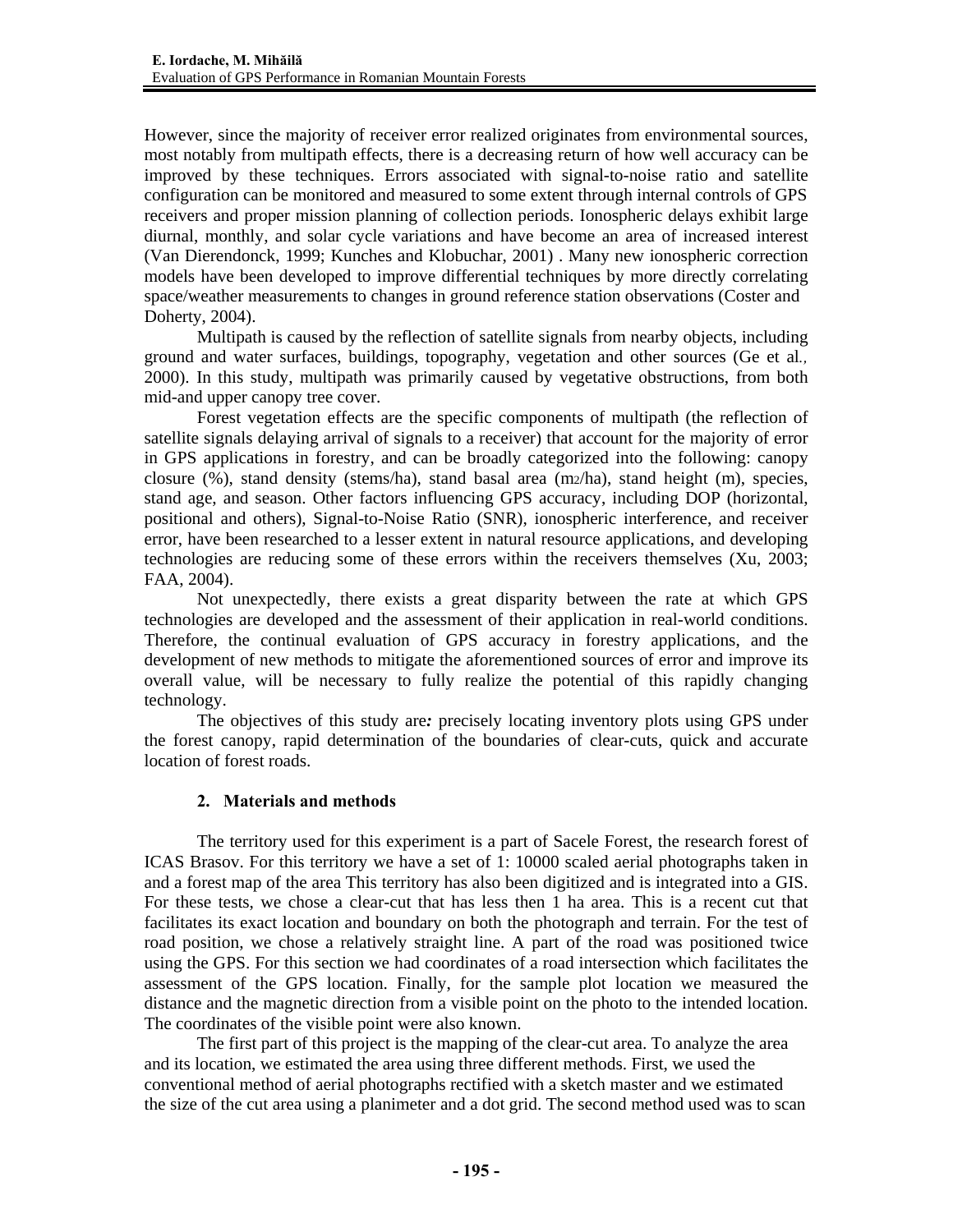However, since the majority of receiver error realized originates from environmental sources, most notably from multipath effects, there is a decreasing return of how well accuracy can be improved by these techniques. Errors associated with signal-to-noise ratio and satellite configuration can be monitored and measured to some extent through internal controls of GPS receivers and proper mission planning of collection periods. Ionospheric delays exhibit large diurnal, monthly, and solar cycle variations and have become an area of increased interest (Van Dierendonck, 1999; Kunches and Klobuchar, 2001) . Many new ionospheric correction models have been developed to improve differential techniques by more directly correlating space/weather measurements to changes in ground reference station observations (Coster and Doherty, 2004).

Multipath is caused by the reflection of satellite signals from nearby objects, including ground and water surfaces, buildings, topography, vegetation and other sources (Ge et al*.,* 2000). In this study, multipath was primarily caused by vegetative obstructions, from both mid-and upper canopy tree cover.

Forest vegetation effects are the specific components of multipath (the reflection of satellite signals delaying arrival of signals to a receiver) that account for the majority of error in GPS applications in forestry, and can be broadly categorized into the following: canopy closure (%), stand density (stems/ha), stand basal area ($m_2$/ha), stand height (m), species, stand age, and season. Other factors influencing GPS accuracy, including DOP (horizontal, positional and others), Signal-to-Noise Ratio (SNR), ionospheric interference, and receiver error, have been researched to a lesser extent in natural resource applications, and developing technologies are reducing some of these errors within the receivers themselves (Xu, 2003; FAA, 2004).

Not unexpectedly, there exists a great disparity between the rate at which GPS technologies are developed and the assessment of their application in real-world conditions. Therefore, the continual evaluation of GPS accuracy in forestry applications, and the development of new methods to mitigate the aforementioned sources of error and improve its overall value, will be necessary to fully realize the potential of this rapidly changing technology.

The objectives of this study are*:* precisely locating inventory plots using GPS under the forest canopy, rapid determination of the boundaries of clear-cuts, quick and accurate location of forest roads.

## 2. Materials and methods

The territory used for this experiment is a part of Sacele Forest, the research forest of ICAS Brasov. For this territory we have a set of 1: 10000 scaled aerial photographs taken in and a forest map of the area This territory has also been digitized and is integrated into a GIS. For these tests, we chose a clear-cut that has less then 1 ha area. This is a recent cut that facilitates its exact location and boundary on both the photograph and terrain. For the test of road position, we chose a relatively straight line. A part of the road was positioned twice using the GPS. For this section we had coordinates of a road intersection which facilitates the assessment of the GPS location. Finally, for the sample plot location we measured the distance and the magnetic direction from a visible point on the photo to the intended location. The coordinates of the visible point were also known.

The first part of this project is the mapping of the clear-cut area. To analyze the area and its location, we estimated the area using three different methods. First, we used the conventional method of aerial photographs rectified with a sketch master and we estimated the size of the cut area using a planimeter and a dot grid. The second method used was to scan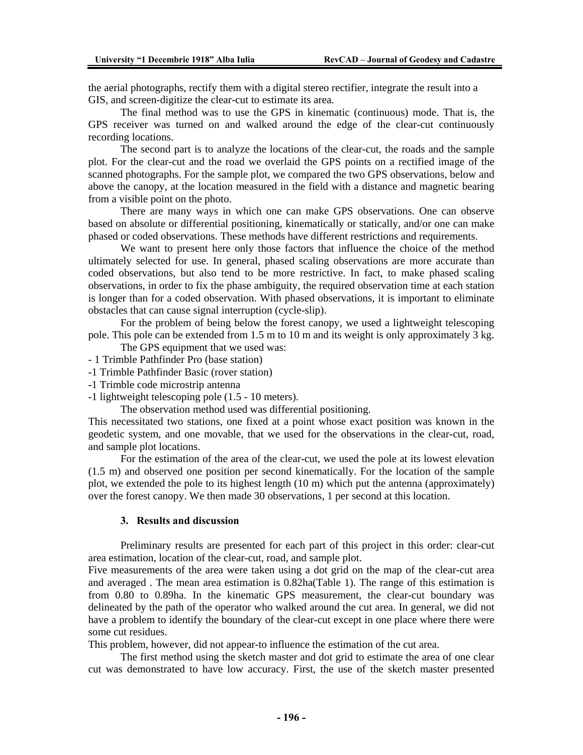the aerial photographs, rectify them with a digital stereo rectifier, integrate the result into a GIS, and screen-digitize the clear-cut to estimate its area.

The final method was to use the GPS in kinematic (continuous) mode. That is, the GPS receiver was turned on and walked around the edge of the clear-cut continuously recording locations.

The second part is to analyze the locations of the clear-cut, the roads and the sample plot. For the clear-cut and the road we overlaid the GPS points on a rectified image of the scanned photographs. For the sample plot, we compared the two GPS observations, below and above the canopy, at the location measured in the field with a distance and magnetic bearing from a visible point on the photo.

There are many ways in which one can make GPS observations. One can observe based on absolute or differential positioning, kinematically or statically, and/or one can make phased or coded observations. These methods have different restrictions and requirements.

We want to present here only those factors that influence the choice of the method ultimately selected for use. In general, phased scaling observations are more accurate than coded observations, but also tend to be more restrictive. In fact, to make phased scaling observations, in order to fix the phase ambiguity, the required observation time at each station is longer than for a coded observation. With phased observations, it is important to eliminate obstacles that can cause signal interruption (cycle-slip).

For the problem of being below the forest canopy, we used a lightweight telescoping pole. This pole can be extended from 1.5 m to 10 m and its weight is only approximately 3 kg.

The GPS equipment that we used was:

- 1 Trimble Pathfinder Pro (base station)
- 1 Trimble Pathfinder Basic (rover station)
- 1 Trimble code microstrip antenna
- 1 lightweight telescoping pole (1.5 - 10 meters).

The observation method used was differential positioning.

This necessitated two stations, one fixed at a point whose exact position was known in the geodetic system, and one movable, that we used for the observations in the clear-cut, road, and sample plot locations.

For the estimation of the area of the clear-cut, we used the pole at its lowest elevation (1.5 m) and observed one position per second kinematically. For the location of the sample plot, we extended the pole to its highest length (10 m) which put the antenna (approximately) over the forest canopy. We then made 30 observations, 1 per second at this location.

### 3. Results and discussion

Preliminary results are presented for each part of this project in this order: clear-cut area estimation, location of the clear-cut, road, and sample plot.

Five measurements of the area were taken using a dot grid on the map of the clear-cut area and averaged . The mean area estimation is 0.82ha(Table 1). The range of this estimation is from 0.80 to 0.89ha. In the kinematic GPS measurement, the clear-cut boundary was delineated by the path of the operator who walked around the cut area. In general, we did not have a problem to identify the boundary of the clear-cut except in one place where there were some cut residues.

This problem, however, did not appear-to influence the estimation of the cut area.

The first method using the sketch master and dot grid to estimate the area of one clear cut was demonstrated to have low accuracy. First, the use of the sketch master presented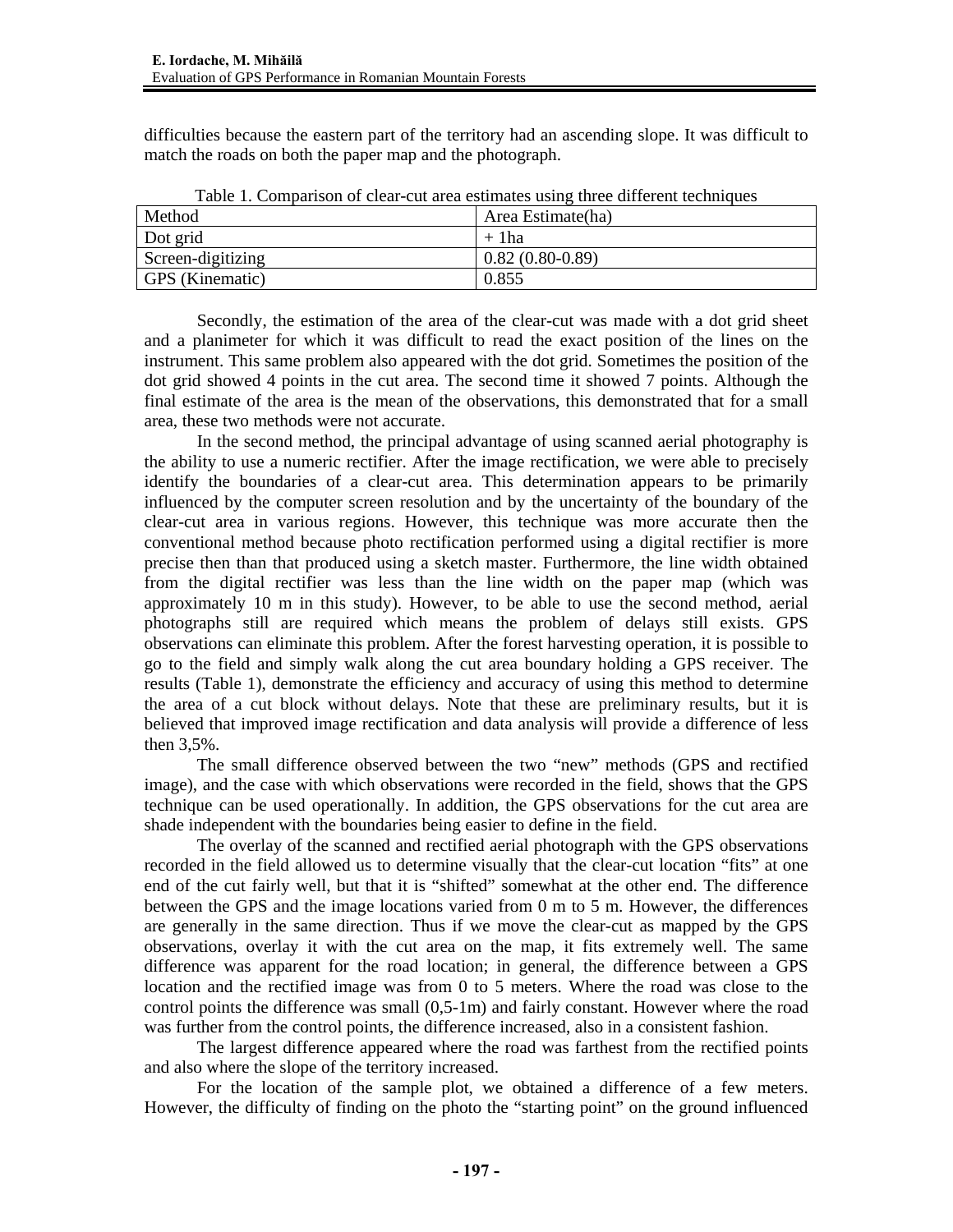difficulties because the eastern part of the territory had an ascending slope. It was difficult to match the roads on both the paper map and the photograph.

Table 1. Comparison of clear-cut area estimates using three different techniques

| Method | Area Estimate(ha) |
|---|---|
| Dot grid | + 1ha |
| Screen-digitizing | 0.82 (0.80-0.89) |
| GPS (Kinematic) | 0.855 |

Secondly, the estimation of the area of the clear-cut was made with a dot grid sheet and a planimeter for which it was difficult to read the exact position of the lines on the instrument. This same problem also appeared with the dot grid. Sometimes the position of the dot grid showed 4 points in the cut area. The second time it showed 7 points. Although the final estimate of the area is the mean of the observations, this demonstrated that for a small area, these two methods were not accurate.

In the second method, the principal advantage of using scanned aerial photography is the ability to use a numeric rectifier. After the image rectification, we were able to precisely identify the boundaries of a clear-cut area. This determination appears to be primarily influenced by the computer screen resolution and by the uncertainty of the boundary of the clear-cut area in various regions. However, this technique was more accurate then the conventional method because photo rectification performed using a digital rectifier is more precise then than that produced using a sketch master. Furthermore, the line width obtained from the digital rectifier was less than the line width on the paper map (which was approximately 10 m in this study). However, to be able to use the second method, aerial photographs still are required which means the problem of delays still exists. GPS observations can eliminate this problem. After the forest harvesting operation, it is possible to go to the field and simply walk along the cut area boundary holding a GPS receiver. The results (Table 1), demonstrate the efficiency and accuracy of using this method to determine the area of a cut block without delays. Note that these are preliminary results, but it is believed that improved image rectification and data analysis will provide a difference of less then 3,5%.

The small difference observed between the two "new" methods (GPS and rectified image), and the case with which observations were recorded in the field, shows that the GPS technique can be used operationally. In addition, the GPS observations for the cut area are shade independent with the boundaries being easier to define in the field.

The overlay of the scanned and rectified aerial photograph with the GPS observations recorded in the field allowed us to determine visually that the clear-cut location "fits" at one end of the cut fairly well, but that it is "shifted" somewhat at the other end. The difference between the GPS and the image locations varied from 0 m to 5 m. However, the differences are generally in the same direction. Thus if we move the clear-cut as mapped by the GPS observations, overlay it with the cut area on the map, it fits extremely well. The same difference was apparent for the road location; in general, the difference between a GPS location and the rectified image was from 0 to 5 meters. Where the road was close to the control points the difference was small (0,5-1m) and fairly constant. However where the road was further from the control points, the difference increased, also in a consistent fashion.

The largest difference appeared where the road was farthest from the rectified points and also where the slope of the territory increased.

For the location of the sample plot, we obtained a difference of a few meters. However, the difficulty of finding on the photo the "starting point" on the ground influenced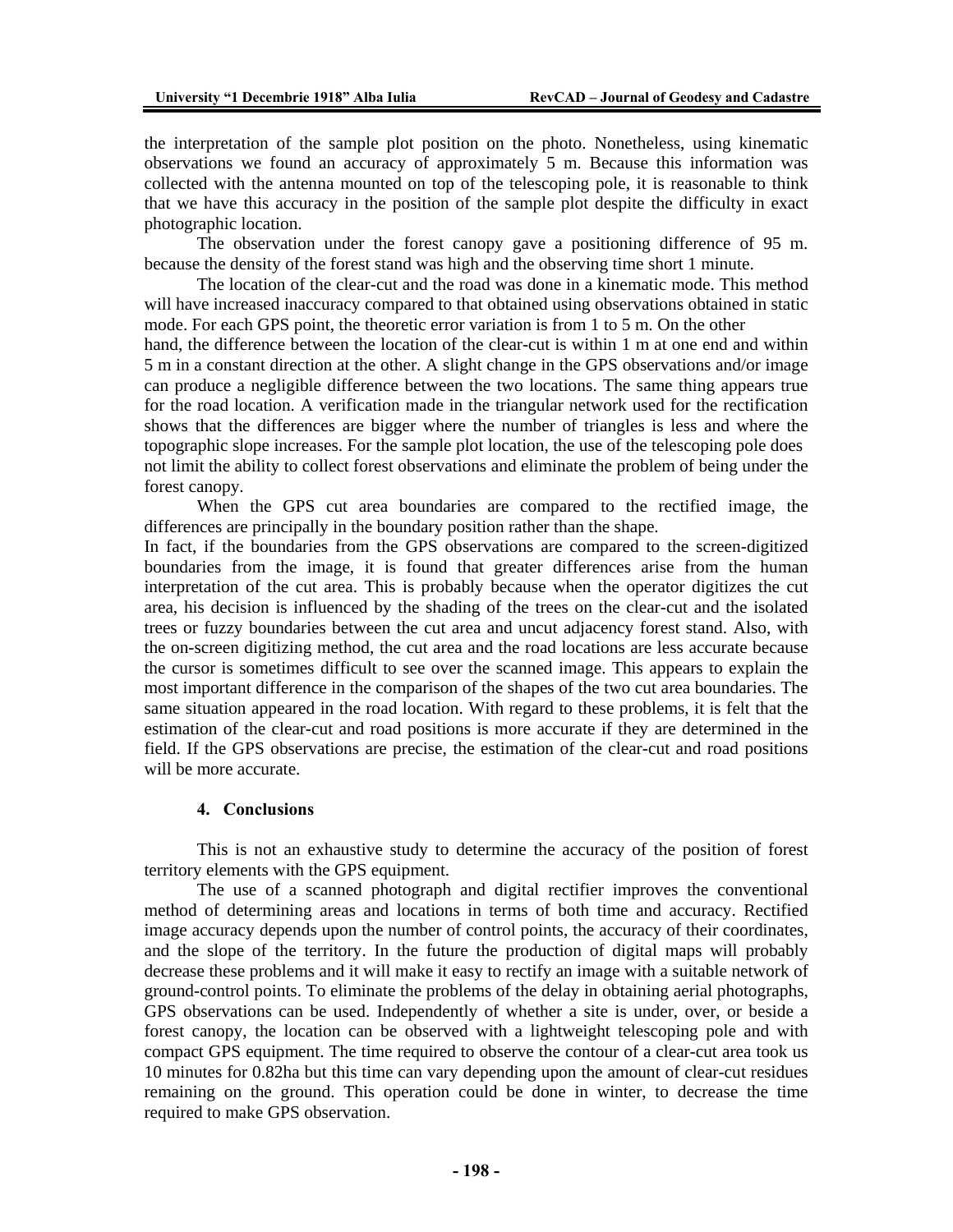the interpretation of the sample plot position on the photo. Nonetheless, using kinematic observations we found an accuracy of approximately 5 m. Because this information was collected with the antenna mounted on top of the telescoping pole, it is reasonable to think that we have this accuracy in the position of the sample plot despite the difficulty in exact photographic location.

The observation under the forest canopy gave a positioning difference of 95 m. because the density of the forest stand was high and the observing time short 1 minute.

The location of the clear-cut and the road was done in a kinematic mode. This method will have increased inaccuracy compared to that obtained using observations obtained in static mode. For each GPS point, the theoretic error variation is from 1 to 5 m. On the other hand, the difference between the location of the clear-cut is within 1 m at one end and within 5 m in a constant direction at the other. A slight change in the GPS observations and/or image can produce a negligible difference between the two locations. The same thing appears true for the road location. A verification made in the triangular network used for the rectification shows that the differences are bigger where the number of triangles is less and where the topographic slope increases. For the sample plot location, the use of the telescoping pole does not limit the ability to collect forest observations and eliminate the problem of being under the forest canopy.

When the GPS cut area boundaries are compared to the rectified image, the differences are principally in the boundary position rather than the shape.

In fact, if the boundaries from the GPS observations are compared to the screen-digitized boundaries from the image, it is found that greater differences arise from the human interpretation of the cut area. This is probably because when the operator digitizes the cut area, his decision is influenced by the shading of the trees on the clear-cut and the isolated trees or fuzzy boundaries between the cut area and uncut adjacency forest stand. Also, with the on-screen digitizing method, the cut area and the road locations are less accurate because the cursor is sometimes difficult to see over the scanned image. This appears to explain the most important difference in the comparison of the shapes of the two cut area boundaries. The same situation appeared in the road location. With regard to these problems, it is felt that the estimation of the clear-cut and road positions is more accurate if they are determined in the field. If the GPS observations are precise, the estimation of the clear-cut and road positions will be more accurate.

## 4. Conclusions

This is not an exhaustive study to determine the accuracy of the position of forest territory elements with the GPS equipment.

The use of a scanned photograph and digital rectifier improves the conventional method of determining areas and locations in terms of both time and accuracy. Rectified image accuracy depends upon the number of control points, the accuracy of their coordinates, and the slope of the territory. In the future the production of digital maps will probably decrease these problems and it will make it easy to rectify an image with a suitable network of ground-control points. To eliminate the problems of the delay in obtaining aerial photographs, GPS observations can be used. Independently of whether a site is under, over, or beside a forest canopy, the location can be observed with a lightweight telescoping pole and with compact GPS equipment. The time required to observe the contour of a clear-cut area took us 10 minutes for 0.82ha but this time can vary depending upon the amount of clear-cut residues remaining on the ground. This operation could be done in winter, to decrease the time required to make GPS observation.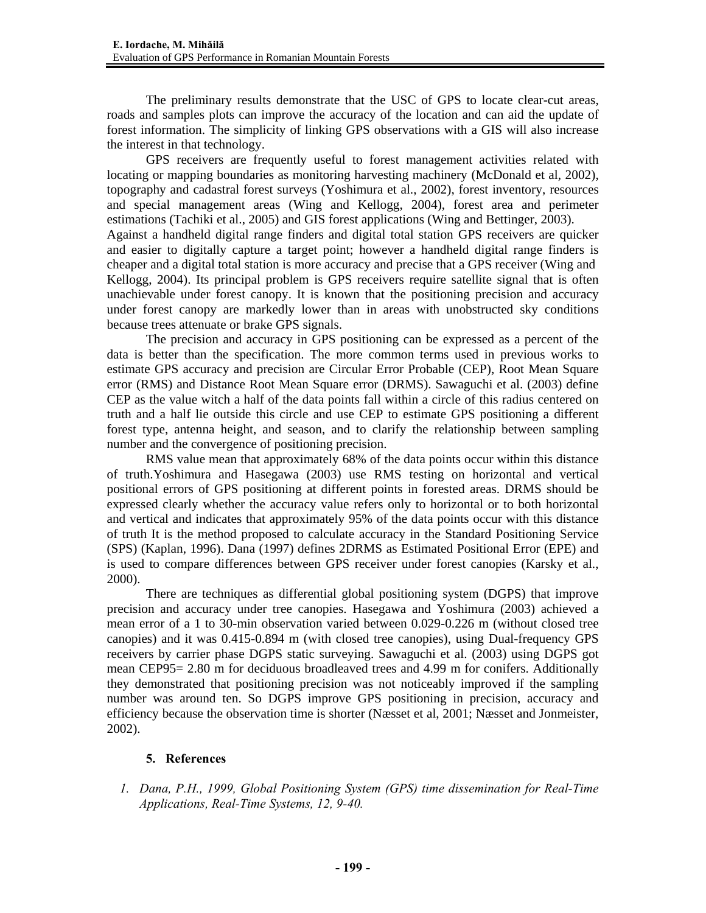The preliminary results demonstrate that the USC of GPS to locate clear-cut areas, roads and samples plots can improve the accuracy of the location and can aid the update of forest information. The simplicity of linking GPS observations with a GIS will also increase the interest in that technology.

GPS receivers are frequently useful to forest management activities related with locating or mapping boundaries as monitoring harvesting machinery (McDonald et al, 2002), topography and cadastral forest surveys (Yoshimura et al., 2002), forest inventory, resources and special management areas (Wing and Kellogg, 2004), forest area and perimeter estimations (Tachiki et al., 2005) and GIS forest applications (Wing and Bettinger, 2003).
Against a handheld digital range finders and digital total station GPS receivers are quicker and easier to digitally capture a target point; however a handheld digital range finders is cheaper and a digital total station is more accuracy and precise that a GPS receiver (Wing and Kellogg, 2004). Its principal problem is GPS receivers require satellite signal that is often unachievable under forest canopy. It is known that the positioning precision and accuracy under forest canopy are markedly lower than in areas with unobstructed sky conditions because trees attenuate or brake GPS signals.

The precision and accuracy in GPS positioning can be expressed as a percent of the data is better than the specification. The more common terms used in previous works to estimate GPS accuracy and precision are Circular Error Probable (CEP), Root Mean Square error (RMS) and Distance Root Mean Square error (DRMS). Sawaguchi et al. (2003) define CEP as the value witch a half of the data points fall within a circle of this radius centered on truth and a half lie outside this circle and use CEP to estimate GPS positioning a different forest type, antenna height, and season, and to clarify the relationship between sampling number and the convergence of positioning precision.

RMS value mean that approximately 68% of the data points occur within this distance of truth.Yoshimura and Hasegawa (2003) use RMS testing on horizontal and vertical positional errors of GPS positioning at different points in forested areas. DRMS should be expressed clearly whether the accuracy value refers only to horizontal or to both horizontal and vertical and indicates that approximately 95% of the data points occur with this distance of truth It is the method proposed to calculate accuracy in the Standard Positioning Service (SPS) (Kaplan, 1996). Dana (1997) defines 2DRMS as Estimated Positional Error (EPE) and is used to compare differences between GPS receiver under forest canopies (Karsky et al., 2000).

There are techniques as differential global positioning system (DGPS) that improve precision and accuracy under tree canopies. Hasegawa and Yoshimura (2003) achieved a mean error of a 1 to 30-min observation varied between 0.029-0.226 m (without closed tree canopies) and it was 0.415-0.894 m (with closed tree canopies), using Dual-frequency GPS receivers by carrier phase DGPS static surveying. Sawaguchi et al. (2003) using DGPS got mean CEP95= 2.80 m for deciduous broadleaved trees and 4.99 m for conifers. Additionally they demonstrated that positioning precision was not noticeably improved if the sampling number was around ten. So DGPS improve GPS positioning in precision, accuracy and efficiency because the observation time is shorter (Næsset et al, 2001; Næsset and Jonmeister, 2002).

## 5. References

1. *Dana, P.H., 1999, Global Positioning System (GPS) time dissemination for Real-Time Applications, Real-Time Systems, 12, 9-40.*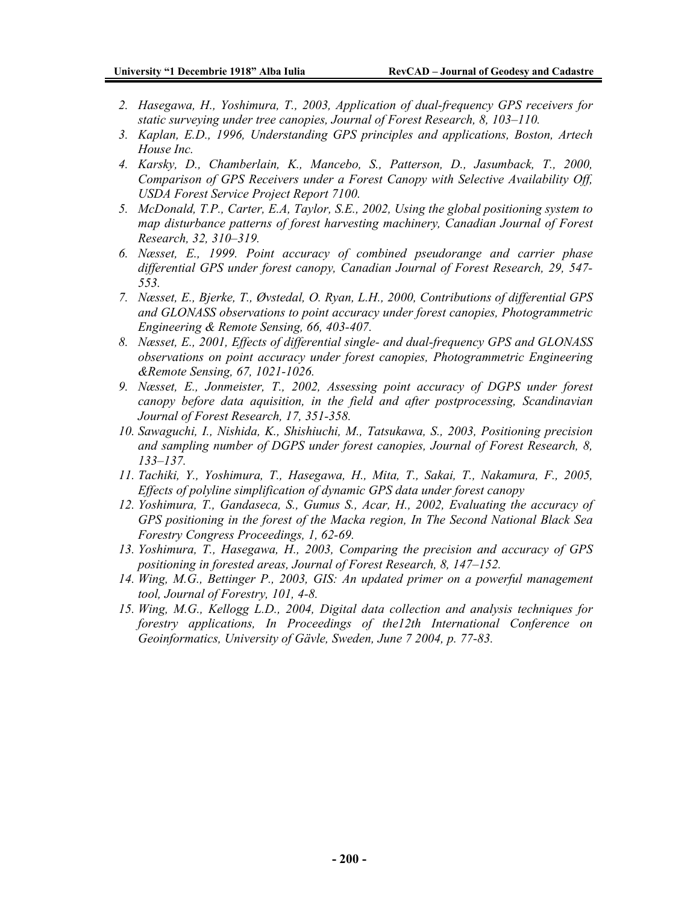2. *Hasegawa, H., Yoshimura, T., 2003, Application of dual-frequency GPS receivers for static surveying under tree canopies, Journal of Forest Research, 8, 103–110.*
3. *Kaplan, E.D., 1996, Understanding GPS principles and applications, Boston, Artech House Inc.*
4. *Karsky, D., Chamberlain, K., Mancebo, S., Patterson, D., Jasumback, T., 2000, Comparison of GPS Receivers under a Forest Canopy with Selective Availability Off, USDA Forest Service Project Report 7100.*
5. *McDonald, T.P., Carter, E.A, Taylor, S.E., 2002, Using the global positioning system to map disturbance patterns of forest harvesting machinery, Canadian Journal of Forest Research, 32, 310–319.*
6. *Næsset, E., 1999. Point accuracy of combined pseudorange and carrier phase differential GPS under forest canopy, Canadian Journal of Forest Research, 29, 547-553.*
7. *Næsset, E., Bjerke, T., Øvstedal, O. Ryan, L.H., 2000, Contributions of differential GPS and GLONASS observations to point accuracy under forest canopies, Photogrammetric Engineering & Remote Sensing, 66, 403-407.*
8. *Næsset, E., 2001, Effects of differential single- and dual-frequency GPS and GLONASS observations on point accuracy under forest canopies, Photogrammetric Engineering &Remote Sensing, 67, 1021-1026.*
9. *Næsset, E., Jonmeister, T., 2002, Assessing point accuracy of DGPS under forest canopy before data aquisition, in the field and after postprocessing, Scandinavian Journal of Forest Research, 17, 351-358.*
10. *Sawaguchi, I., Nishida, K., Shishiuchi, M., Tatsukawa, S., 2003, Positioning precision and sampling number of DGPS under forest canopies, Journal of Forest Research, 8, 133–137.*
11. *Tachiki, Y., Yoshimura, T., Hasegawa, H., Mita, T., Sakai, T., Nakamura, F., 2005, Effects of polyline simplification of dynamic GPS data under forest canopy*
12. *Yoshimura, T., Gandaseca, S., Gumus S., Acar, H., 2002, Evaluating the accuracy of GPS positioning in the forest of the Macka region, In The Second National Black Sea Forestry Congress Proceedings, 1, 62-69.*
13. *Yoshimura, T., Hasegawa, H., 2003, Comparing the precision and accuracy of GPS positioning in forested areas, Journal of Forest Research, 8, 147–152.*
14. *Wing, M.G., Bettinger P., 2003, GIS: An updated primer on a powerful management tool, Journal of Forestry, 101, 4-8.*
15. *Wing, M.G., Kellogg L.D., 2004, Digital data collection and analysis techniques for forestry applications, In Proceedings of the12th International Conference on Geoinformatics, University of Gävle, Sweden, June 7 2004, p. 77-83.*